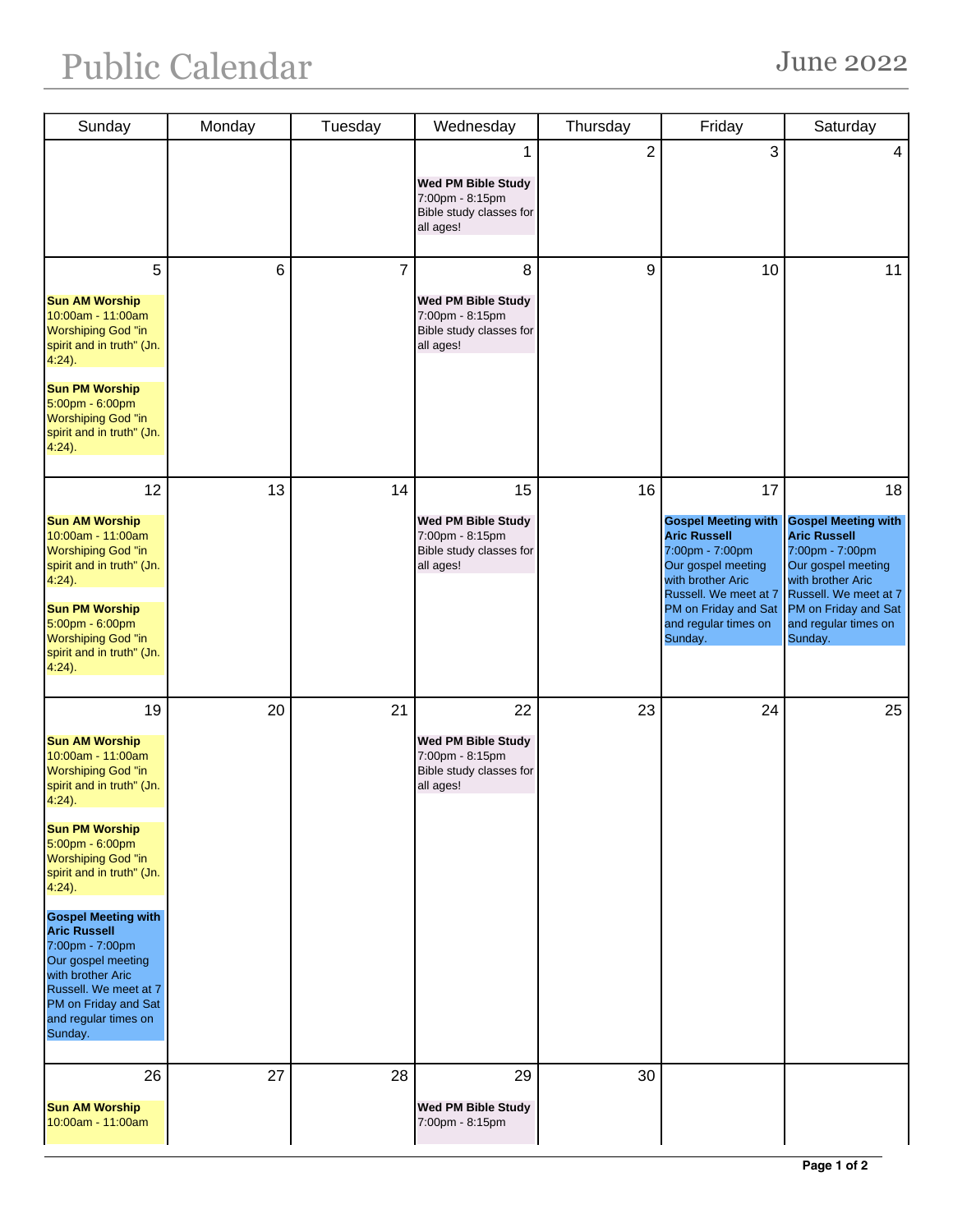# Public Calendar

June 2022

| Sunday | Monday | Tuesday | Wednesday | Thursday | Friday | Saturday |
|---|---|---|---|---|---|---|
| | | | 1<br><br>**Wed PM Bible Study**<br>7:00pm - 8:15pm<br>Bible study classes for all ages! | 2 | 3 | 4 |
| 5<br><br>**Sun AM Worship**<br>10:00am - 11:00am<br>Worshiping God "in spirit and in truth" (Jn. 4:24).<br><br>**Sun PM Worship**<br>5:00pm - 6:00pm<br>Worshiping God "in spirit and in truth" (Jn. 4:24). | 6 | 7 | 8<br><br>**Wed PM Bible Study**<br>7:00pm - 8:15pm<br>Bible study classes for all ages! | 9 | 10 | 11 |
| 12<br><br>**Sun AM Worship**<br>10:00am - 11:00am<br>Worshiping God "in spirit and in truth" (Jn. 4:24).<br><br>**Sun PM Worship**<br>5:00pm - 6:00pm<br>Worshiping God "in spirit and in truth" (Jn. 4:24). | 13 | 14 | 15<br><br>**Wed PM Bible Study**<br>7:00pm - 8:15pm<br>Bible study classes for all ages! | 16 | 17<br><br>**Gospel Meeting with Aric Russell**<br>7:00pm - 7:00pm<br>Our gospel meeting with brother Aric Russell. We meet at 7 PM on Friday and Sat and regular times on Sunday. | 18<br><br>**Gospel Meeting with Aric Russell**<br>7:00pm - 7:00pm<br>Our gospel meeting with brother Aric Russell. We meet at 7 PM on Friday and Sat and regular times on Sunday. |
| 19<br><br>**Sun AM Worship**<br>10:00am - 11:00am<br>Worshiping God "in spirit and in truth" (Jn. 4:24).<br><br>**Sun PM Worship**<br>5:00pm - 6:00pm<br>Worshiping God "in spirit and in truth" (Jn. 4:24).<br><br>**Gospel Meeting with Aric Russell**<br>7:00pm - 7:00pm<br>Our gospel meeting with brother Aric Russell. We meet at 7 PM on Friday and Sat and regular times on Sunday. | 20 | 21 | 22<br><br>**Wed PM Bible Study**<br>7:00pm - 8:15pm<br>Bible study classes for all ages! | 23 | 24 | 25 |
| 26<br><br>**Sun AM Worship**<br>10:00am - 11:00am | 27 | 28 | 29<br><br>**Wed PM Bible Study**<br>7:00pm - 8:15pm | 30 | | |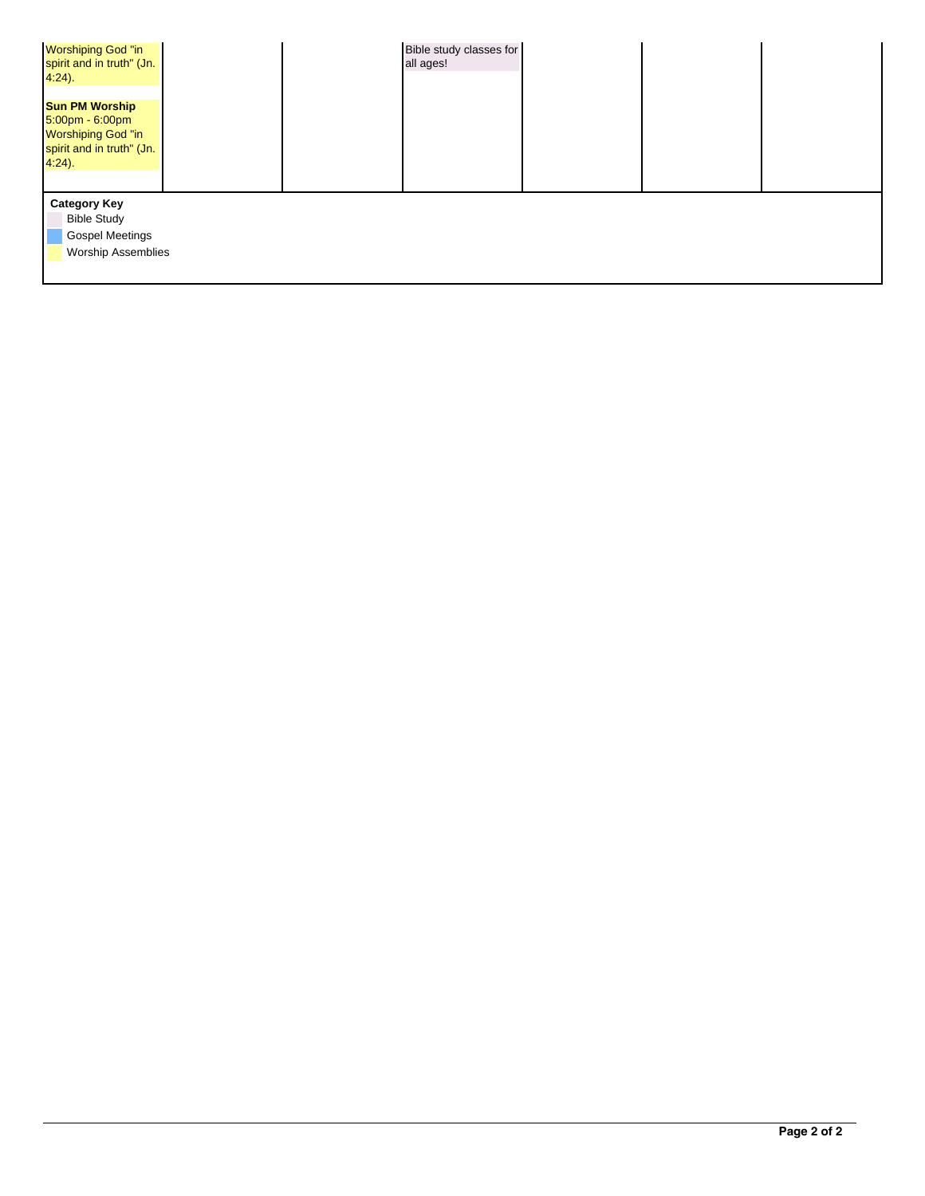| | | | | | | |
|---|---|---|---|---|---|---|
| Worshiping God "in spirit and in truth" (Jn. 4:24).<br><br>**Sun PM Worship**<br>5:00pm - 6:00pm<br>Worshiping God "in spirit and in truth" (Jn. 4:24). | | | Bible study classes for all ages! | | | |

**Category Key**

- Bible Study
- Gospel Meetings
- Worship Assemblies